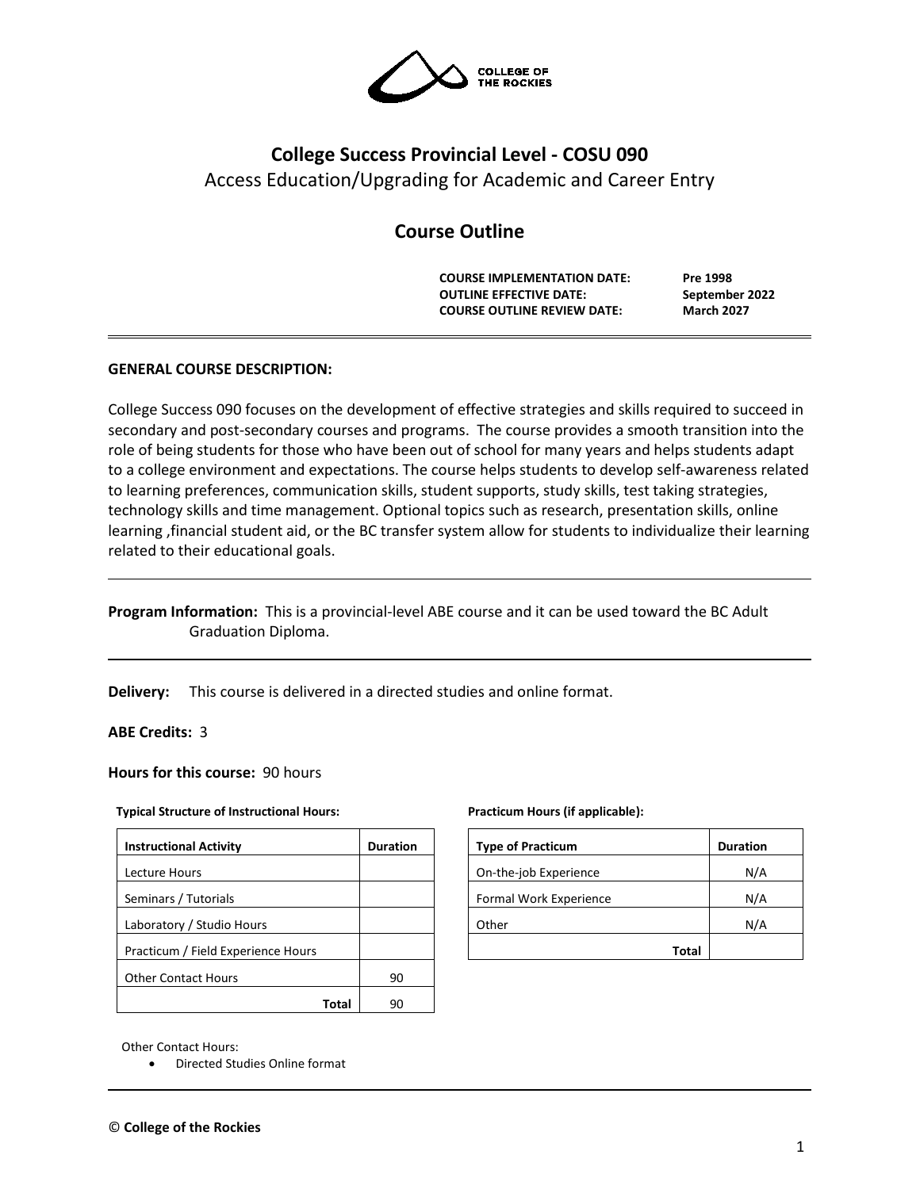# College Success Provincial Level - COSU 090

Access Education/Upgrading for Academic and Career Entry

## Course Outline

| | |
|---|---|
| **COURSE IMPLEMENTATION DATE:** | **Pre 1998** |
| **OUTLINE EFFECTIVE DATE:** | **September 2022** |
| **COURSE OUTLINE REVIEW DATE:** | **March 2027** |

**GENERAL COURSE DESCRIPTION:**

College Success 090 focuses on the development of effective strategies and skills required to succeed in secondary and post-secondary courses and programs. The course provides a smooth transition into the role of being students for those who have been out of school for many years and helps students adapt to a college environment and expectations. The course helps students to develop self-awareness related to learning preferences, communication skills, student supports, study skills, test taking strategies, technology skills and time management. Optional topics such as research, presentation skills, online learning ,financial student aid, or the BC transfer system allow for students to individualize their learning related to their educational goals.

**Program Information:** This is a provincial-level ABE course and it can be used toward the BC Adult Graduation Diploma.

**Delivery:** This course is delivered in a directed studies and online format.

**ABE Credits:** 3

**Hours for this course:** 90 hours

**Typical Structure of Instructional Hours:**

| Instructional Activity | Duration |
|---|---|
| Lecture Hours | |
| Seminars / Tutorials | |
| Laboratory / Studio Hours | |
| Practicum / Field Experience Hours | |
| Other Contact Hours | 90 |
| **Total** | 90 |

**Practicum Hours (if applicable):**

| Type of Practicum | Duration |
|---|---|
| On-the-job Experience | N/A |
| Formal Work Experience | N/A |
| Other | N/A |
| **Total** | |

Other Contact Hours:

- Directed Studies Online format

© **College of the Rockies**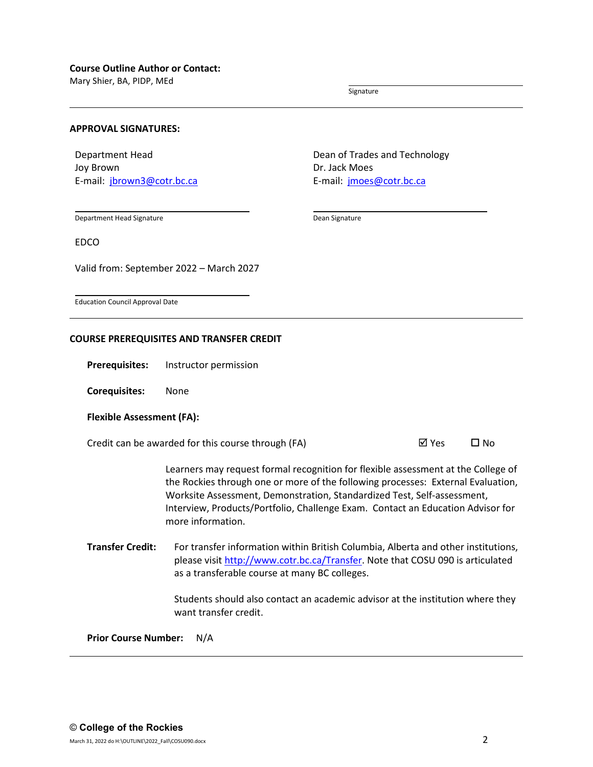**Course Outline Author or Contact:**
Mary Shier, BA, PIDP, MEd

Signature

---

**APPROVAL SIGNATURES:**

Department Head
Joy Brown
E-mail: jbrown3@cotr.bc.ca

Department Head Signature

Dean of Trades and Technology
Dr. Jack Moes
E-mail: jmoes@cotr.bc.ca

Dean Signature

EDCO

Valid from: September 2022 – March 2027

Education Council Approval Date

---

**COURSE PREREQUISITES AND TRANSFER CREDIT**

**Prerequisites:** Instructor permission

**Corequisites:** None

**Flexible Assessment (FA):**

Credit can be awarded for this course through (FA) ☑ Yes ☐ No

Learners may request formal recognition for flexible assessment at the College of the Rockies through one or more of the following processes: External Evaluation, Worksite Assessment, Demonstration, Standardized Test, Self-assessment, Interview, Products/Portfolio, Challenge Exam. Contact an Education Advisor for more information.

**Transfer Credit:** For transfer information within British Columbia, Alberta and other institutions, please visit http://www.cotr.bc.ca/Transfer. Note that COSU 090 is articulated as a transferable course at many BC colleges.

Students should also contact an academic advisor at the institution where they want transfer credit.

**Prior Course Number:** N/A

---

© **College of the Rockies**

March 31, 2022 do H:\OUTLINE\2022_Fall\COSU090.docx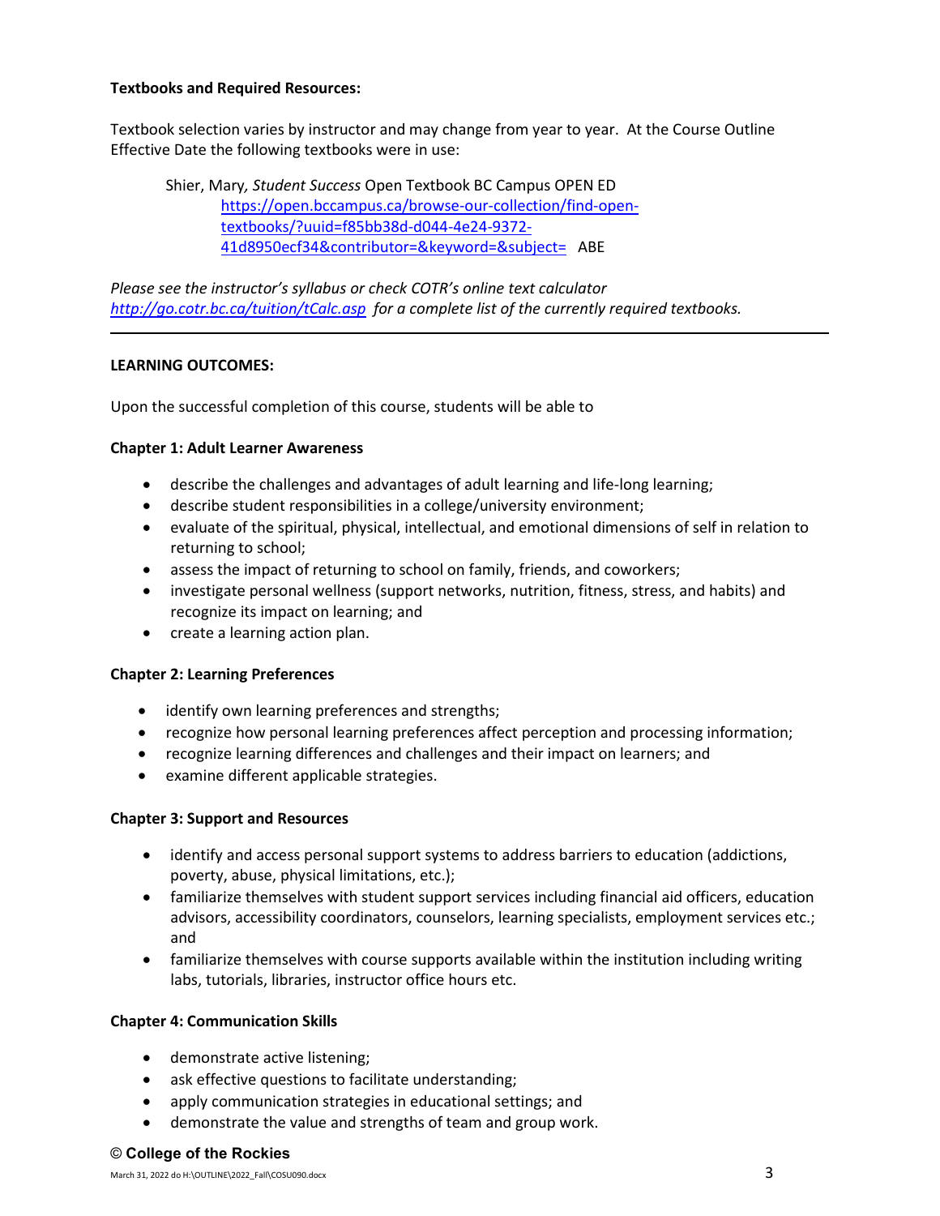**Textbooks and Required Resources:**

Textbook selection varies by instructor and may change from year to year. At the Course Outline Effective Date the following textbooks were in use:

> Shier, Mary, *Student Success* Open Textbook BC Campus OPEN ED
> https://open.bccampus.ca/browse-our-collection/find-open-textbooks/?uuid=f85bb38d-d044-4e24-9372-41d8950ecf34&contributor=&keyword=&subject= ABE

*Please see the instructor's syllabus or check COTR's online text calculator http://go.cotr.bc.ca/tuition/tCalc.asp for a complete list of the currently required textbooks.*

---

**LEARNING OUTCOMES:**

Upon the successful completion of this course, students will be able to

**Chapter 1: Adult Learner Awareness**

- describe the challenges and advantages of adult learning and life-long learning;
- describe student responsibilities in a college/university environment;
- evaluate of the spiritual, physical, intellectual, and emotional dimensions of self in relation to returning to school;
- assess the impact of returning to school on family, friends, and coworkers;
- investigate personal wellness (support networks, nutrition, fitness, stress, and habits) and recognize its impact on learning; and
- create a learning action plan.

**Chapter 2: Learning Preferences**

- identify own learning preferences and strengths;
- recognize how personal learning preferences affect perception and processing information;
- recognize learning differences and challenges and their impact on learners; and
- examine different applicable strategies.

**Chapter 3: Support and Resources**

- identify and access personal support systems to address barriers to education (addictions, poverty, abuse, physical limitations, etc.);
- familiarize themselves with student support services including financial aid officers, education advisors, accessibility coordinators, counselors, learning specialists, employment services etc.; and
- familiarize themselves with course supports available within the institution including writing labs, tutorials, libraries, instructor office hours etc.

**Chapter 4: Communication Skills**

- demonstrate active listening;
- ask effective questions to facilitate understanding;
- apply communication strategies in educational settings; and
- demonstrate the value and strengths of team and group work.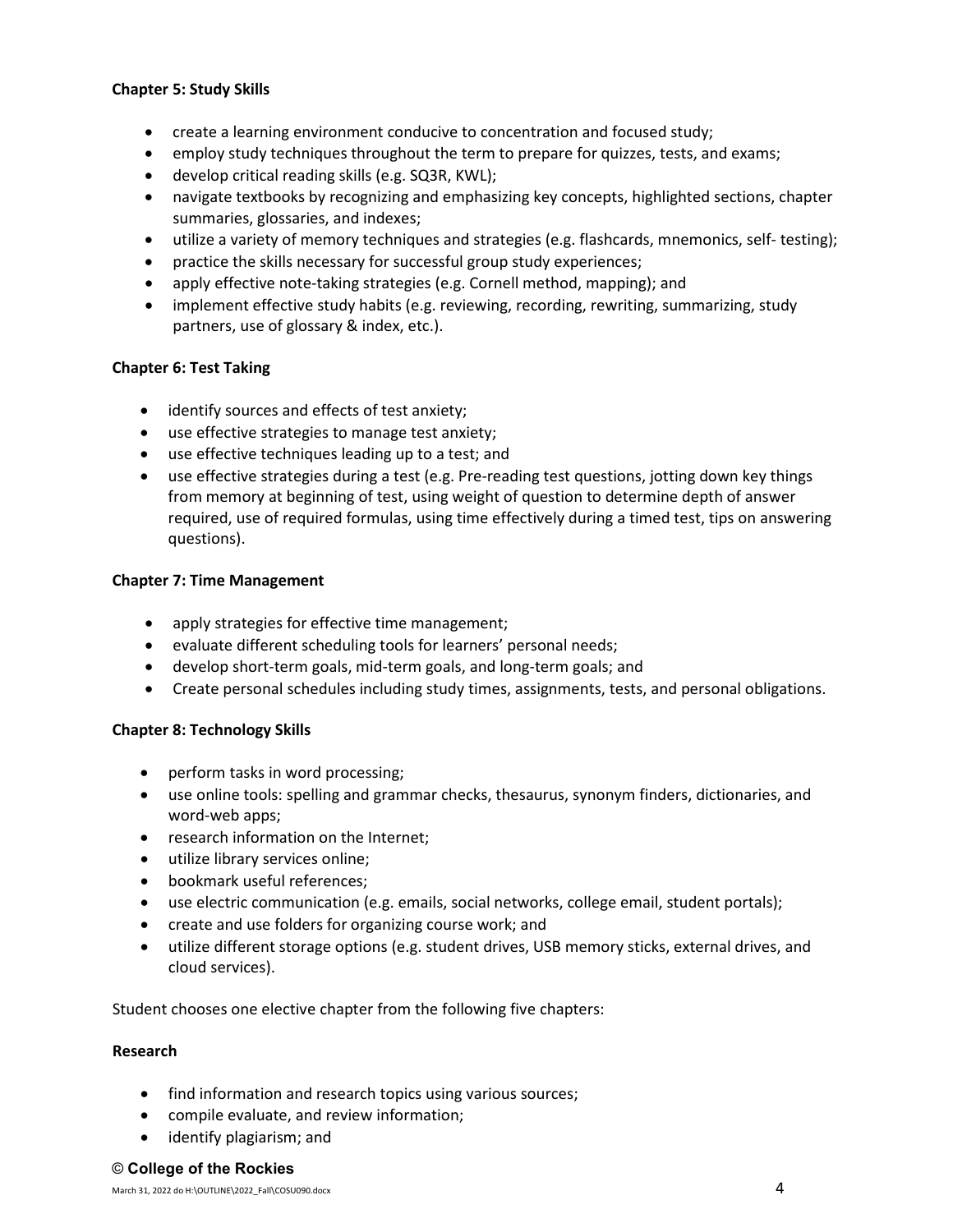**Chapter 5: Study Skills**

- create a learning environment conducive to concentration and focused study;
- employ study techniques throughout the term to prepare for quizzes, tests, and exams;
- develop critical reading skills (e.g. SQ3R, KWL);
- navigate textbooks by recognizing and emphasizing key concepts, highlighted sections, chapter summaries, glossaries, and indexes;
- utilize a variety of memory techniques and strategies (e.g. flashcards, mnemonics, self- testing);
- practice the skills necessary for successful group study experiences;
- apply effective note-taking strategies (e.g. Cornell method, mapping); and
- implement effective study habits (e.g. reviewing, recording, rewriting, summarizing, study partners, use of glossary & index, etc.).

**Chapter 6: Test Taking**

- identify sources and effects of test anxiety;
- use effective strategies to manage test anxiety;
- use effective techniques leading up to a test; and
- use effective strategies during a test (e.g. Pre-reading test questions, jotting down key things from memory at beginning of test, using weight of question to determine depth of answer required, use of required formulas, using time effectively during a timed test, tips on answering questions).

**Chapter 7: Time Management**

- apply strategies for effective time management;
- evaluate different scheduling tools for learners' personal needs;
- develop short-term goals, mid-term goals, and long-term goals; and
- Create personal schedules including study times, assignments, tests, and personal obligations.

**Chapter 8: Technology Skills**

- perform tasks in word processing;
- use online tools: spelling and grammar checks, thesaurus, synonym finders, dictionaries, and word-web apps;
- research information on the Internet;
- utilize library services online;
- bookmark useful references;
- use electric communication (e.g. emails, social networks, college email, student portals);
- create and use folders for organizing course work; and
- utilize different storage options (e.g. student drives, USB memory sticks, external drives, and cloud services).

Student chooses one elective chapter from the following five chapters:

**Research**

- find information and research topics using various sources;
- compile evaluate, and review information;
- identify plagiarism; and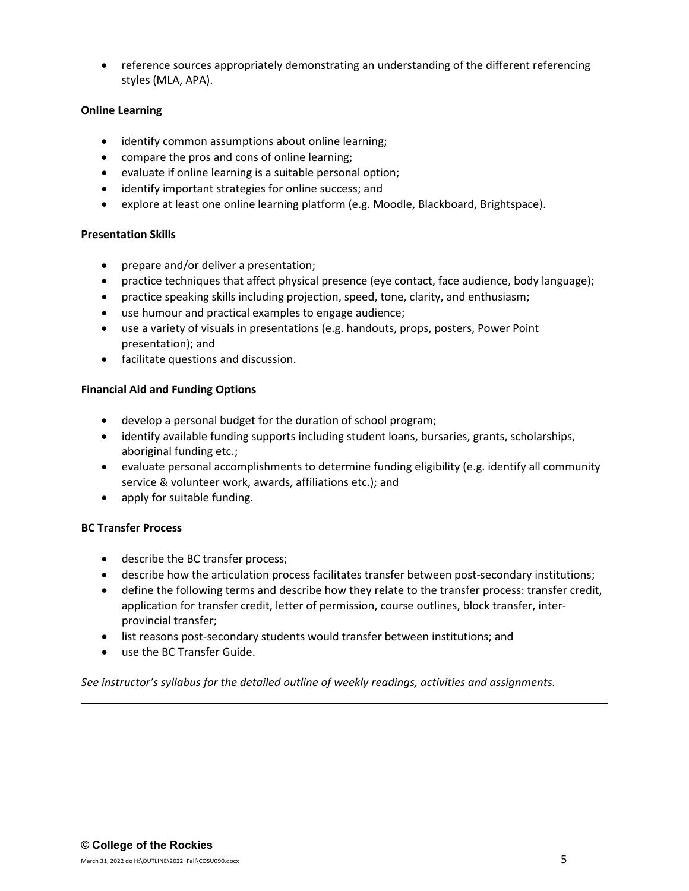- reference sources appropriately demonstrating an understanding of the different referencing styles (MLA, APA).

**Online Learning**

- identify common assumptions about online learning;
- compare the pros and cons of online learning;
- evaluate if online learning is a suitable personal option;
- identify important strategies for online success; and
- explore at least one online learning platform (e.g. Moodle, Blackboard, Brightspace).

**Presentation Skills**

- prepare and/or deliver a presentation;
- practice techniques that affect physical presence (eye contact, face audience, body language);
- practice speaking skills including projection, speed, tone, clarity, and enthusiasm;
- use humour and practical examples to engage audience;
- use a variety of visuals in presentations (e.g. handouts, props, posters, Power Point presentation); and
- facilitate questions and discussion.

**Financial Aid and Funding Options**

- develop a personal budget for the duration of school program;
- identify available funding supports including student loans, bursaries, grants, scholarships, aboriginal funding etc.;
- evaluate personal accomplishments to determine funding eligibility (e.g. identify all community service & volunteer work, awards, affiliations etc.); and
- apply for suitable funding.

**BC Transfer Process**

- describe the BC transfer process;
- describe how the articulation process facilitates transfer between post-secondary institutions;
- define the following terms and describe how they relate to the transfer process: transfer credit, application for transfer credit, letter of permission, course outlines, block transfer, inter-provincial transfer;
- list reasons post-secondary students would transfer between institutions; and
- use the BC Transfer Guide.

*See instructor's syllabus for the detailed outline of weekly readings, activities and assignments.*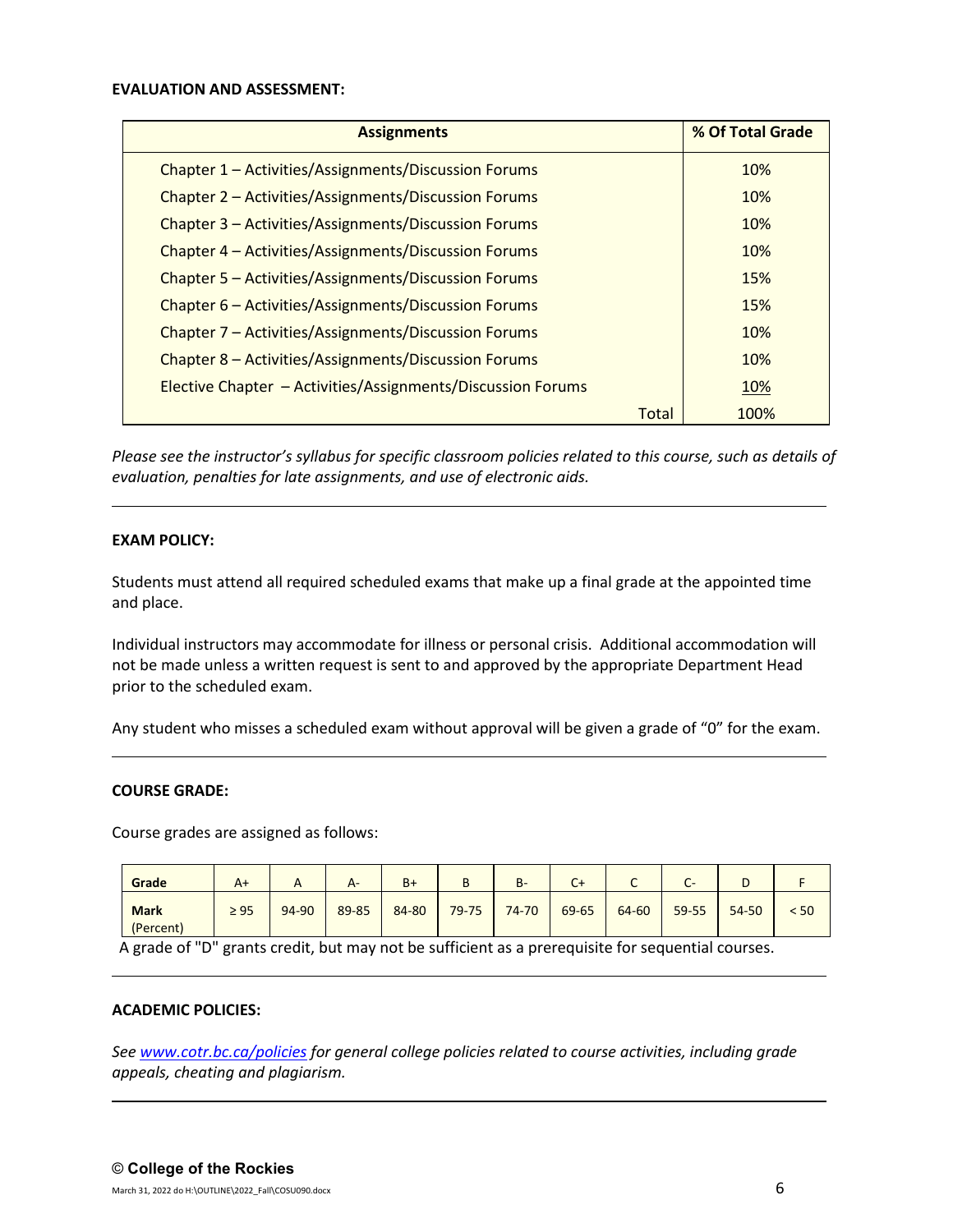**EVALUATION AND ASSESSMENT:**

| Assignments | % Of Total Grade |
|---|---|
| Chapter 1 – Activities/Assignments/Discussion Forums | 10% |
| Chapter 2 – Activities/Assignments/Discussion Forums | 10% |
| Chapter 3 – Activities/Assignments/Discussion Forums | 10% |
| Chapter 4 – Activities/Assignments/Discussion Forums | 10% |
| Chapter 5 – Activities/Assignments/Discussion Forums | 15% |
| Chapter 6 – Activities/Assignments/Discussion Forums | 15% |
| Chapter 7 – Activities/Assignments/Discussion Forums | 10% |
| Chapter 8 – Activities/Assignments/Discussion Forums | 10% |
| Elective Chapter – Activities/Assignments/Discussion Forums | 10% |
| Total | 100% |

*Please see the instructor's syllabus for specific classroom policies related to this course, such as details of evaluation, penalties for late assignments, and use of electronic aids.*

---

**EXAM POLICY:**

Students must attend all required scheduled exams that make up a final grade at the appointed time and place.

Individual instructors may accommodate for illness or personal crisis. Additional accommodation will not be made unless a written request is sent to and approved by the appropriate Department Head prior to the scheduled exam.

Any student who misses a scheduled exam without approval will be given a grade of "0" for the exam.

---

**COURSE GRADE:**

Course grades are assigned as follows:

| **Grade** | A+ | A | A- | B+ | B | B- | C+ | C | C- | D | F |
|---|---|---|---|---|---|---|---|---|---|---|---|
| **Mark** (Percent) | ≥ 95 | 94-90 | 89-85 | 84-80 | 79-75 | 74-70 | 69-65 | 64-60 | 59-55 | 54-50 | < 50 |

A grade of "D" grants credit, but may not be sufficient as a prerequisite for sequential courses.

---

**ACADEMIC POLICIES:**

*See [www.cotr.bc.ca/policies](www.cotr.bc.ca/policies) for general college policies related to course activities, including grade appeals, cheating and plagiarism.*

---

© **College of the Rockies**

March 31, 2022 do H:\OUTLINE\2022_Fall\COSU090.docx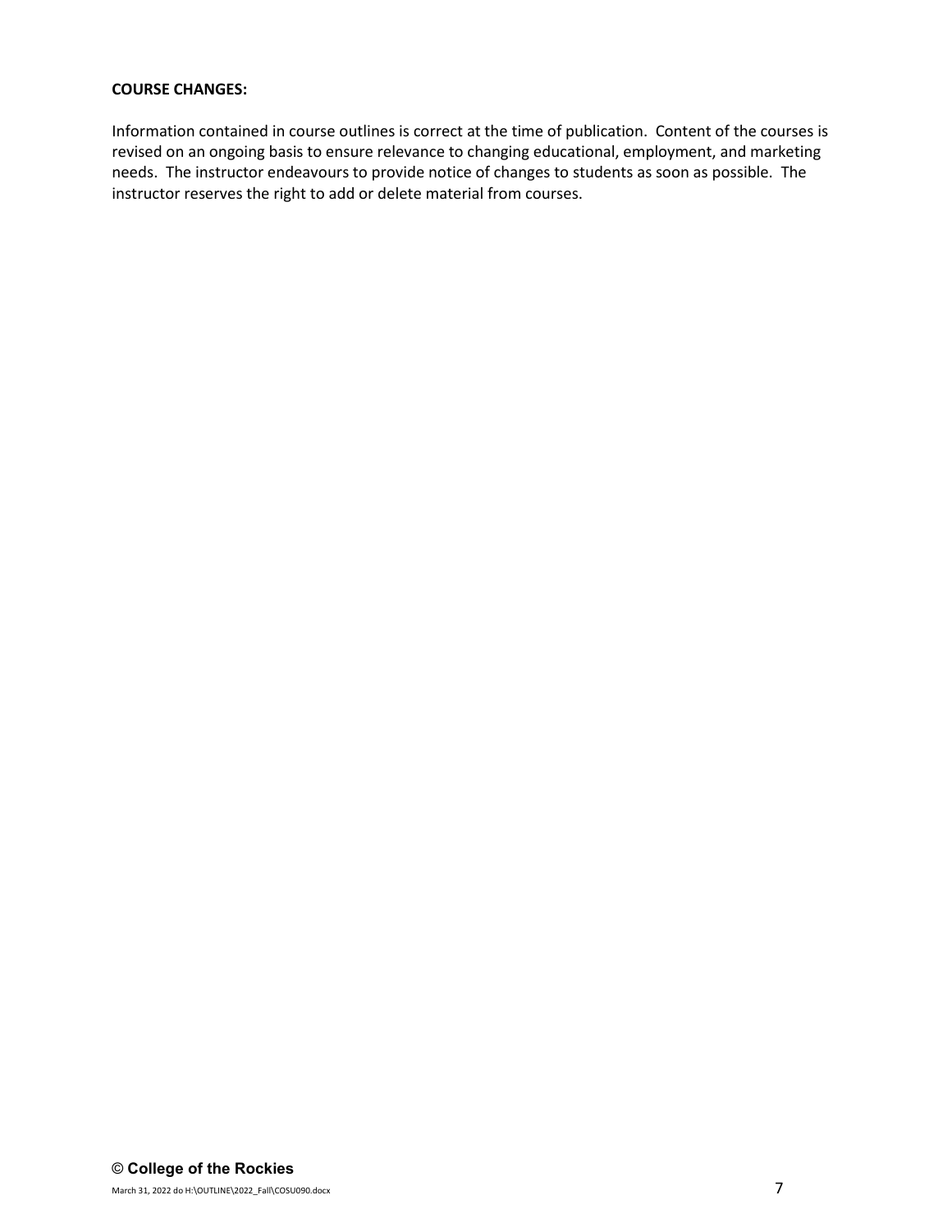**COURSE CHANGES:**

Information contained in course outlines is correct at the time of publication. Content of the courses is revised on an ongoing basis to ensure relevance to changing educational, employment, and marketing needs. The instructor endeavours to provide notice of changes to students as soon as possible. The instructor reserves the right to add or delete material from courses.